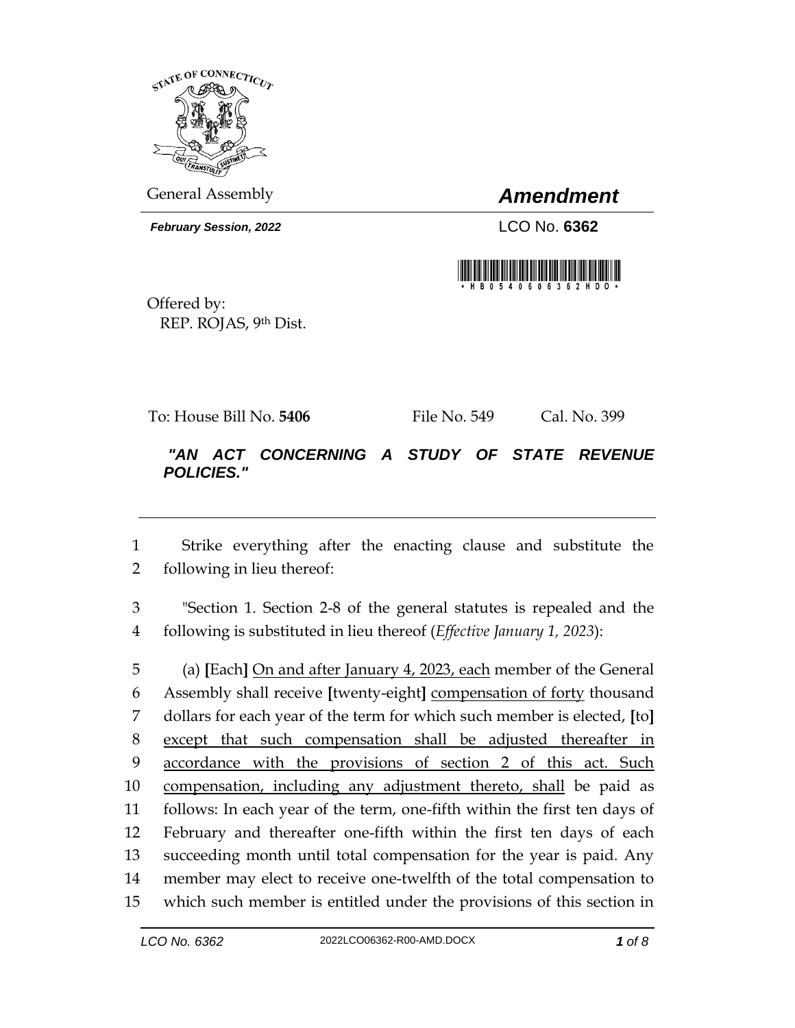General Assembly

# *Amendment*

***February Session, 2022***

LCO No. **6362**

\*HB05406006362HDO\*

Offered by:
REP. ROJAS, 9th Dist.

To: House Bill No. **5406** File No. 549 Cal. No. 399

***"AN ACT CONCERNING A STUDY OF STATE REVENUE POLICIES."***

---

1 Strike everything after the enacting clause and substitute the
2 following in lieu thereof:

3 "Section 1. Section 2-8 of the general statutes is repealed and the
4 following is substituted in lieu thereof (*Effective January 1, 2023*):

5 (a) **[**Each**]** <u>On and after January 4, 2023, each</u> member of the General
6 Assembly shall receive **[**twenty-eight**]** <u>compensation of forty</u> thousand
7 dollars for each year of the term for which such member is elected, **[**to**]**
8 <u>except that such compensation shall be adjusted thereafter in</u>
9 <u>accordance with the provisions of section 2 of this act. Such</u>
10 <u>compensation, including any adjustment thereto, shall</u> be paid as
11 follows: In each year of the term, one-fifth within the first ten days of
12 February and thereafter one-fifth within the first ten days of each
13 succeeding month until total compensation for the year is paid. Any
14 member may elect to receive one-twelfth of the total compensation to
15 which such member is entitled under the provisions of this section in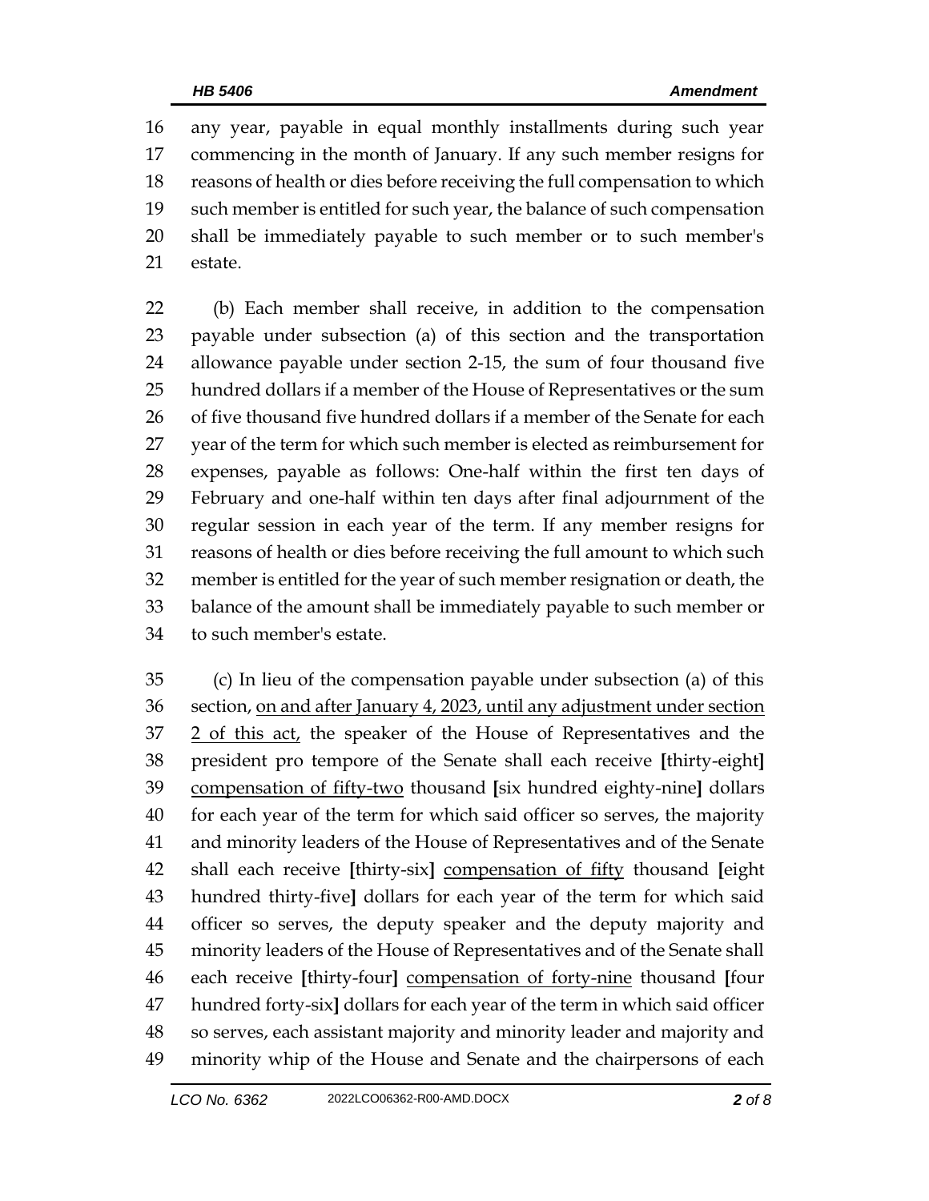any year, payable in equal monthly installments during such year commencing in the month of January. If any such member resigns for reasons of health or dies before receiving the full compensation to which such member is entitled for such year, the balance of such compensation shall be immediately payable to such member or to such member's estate.

(b) Each member shall receive, in addition to the compensation payable under subsection (a) of this section and the transportation allowance payable under section 2-15, the sum of four thousand five hundred dollars if a member of the House of Representatives or the sum of five thousand five hundred dollars if a member of the Senate for each year of the term for which such member is elected as reimbursement for expenses, payable as follows: One-half within the first ten days of February and one-half within ten days after final adjournment of the regular session in each year of the term. If any member resigns for reasons of health or dies before receiving the full amount to which such member is entitled for the year of such member resignation or death, the balance of the amount shall be immediately payable to such member or to such member's estate.

(c) In lieu of the compensation payable under subsection (a) of this section, <u>on and after January 4, 2023, until any adjustment under section 2 of this act,</u> the speaker of the House of Representatives and the president pro tempore of the Senate shall each receive **[**thirty-eight**]** <u>compensation of fifty-two</u> thousand **[**six hundred eighty-nine**]** dollars for each year of the term for which said officer so serves, the majority and minority leaders of the House of Representatives and of the Senate shall each receive **[**thirty-six**]** <u>compensation of fifty</u> thousand **[**eight hundred thirty-five**]** dollars for each year of the term for which said officer so serves, the deputy speaker and the deputy majority and minority leaders of the House of Representatives and of the Senate shall each receive **[**thirty-four**]** <u>compensation of forty-nine</u> thousand **[**four hundred forty-six**]** dollars for each year of the term in which said officer so serves, each assistant majority and minority leader and majority and minority whip of the House and Senate and the chairpersons of each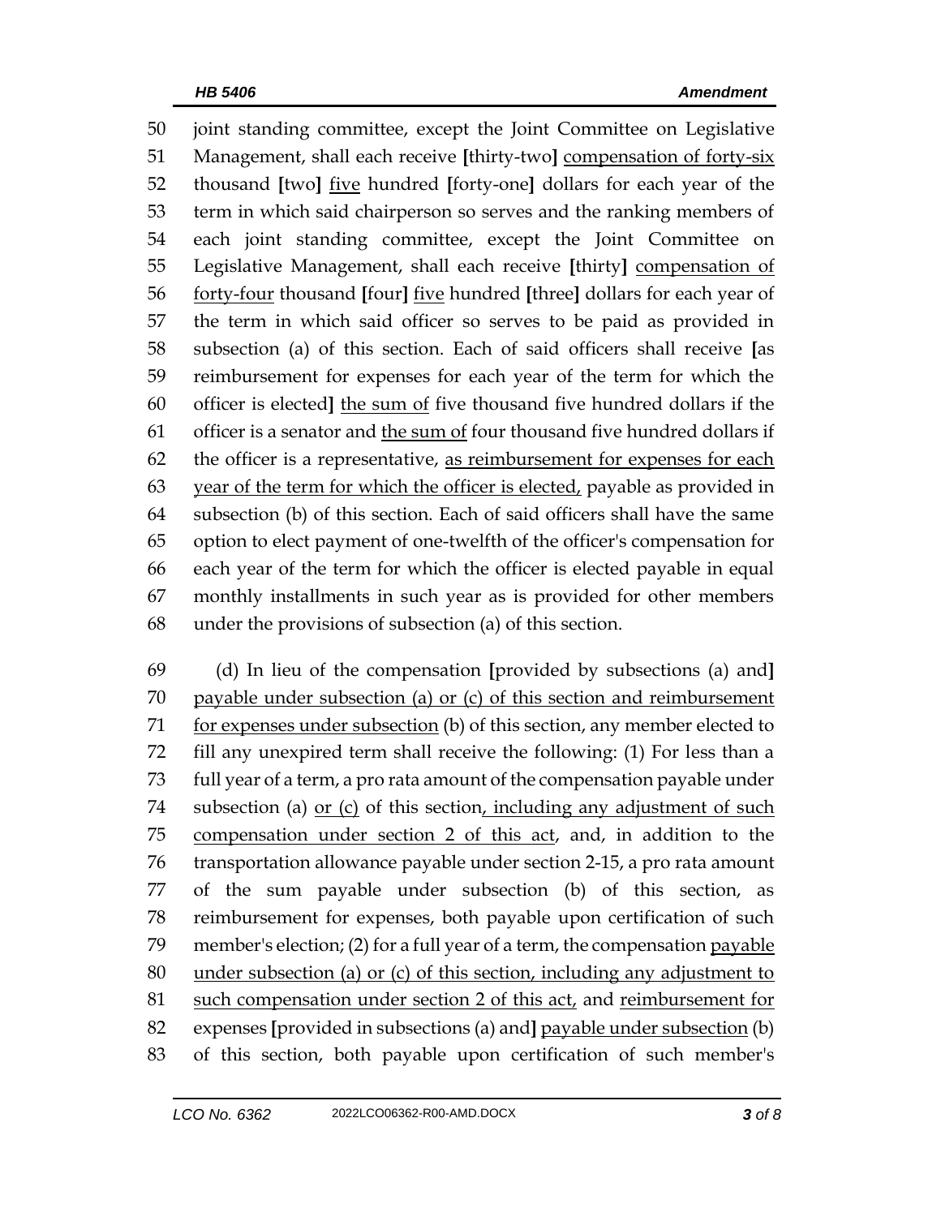joint standing committee, except the Joint Committee on Legislative Management, shall each receive **[**thirty-two**]** <u>compensation of forty-six</u> thousand **[**two**]** <u>five</u> hundred **[**forty-one**]** dollars for each year of the term in which said chairperson so serves and the ranking members of each joint standing committee, except the Joint Committee on Legislative Management, shall each receive **[**thirty**]** <u>compensation of forty-four</u> thousand **[**four**]** <u>five</u> hundred **[**three**]** dollars for each year of the term in which said officer so serves to be paid as provided in subsection (a) of this section. Each of said officers shall receive **[**as reimbursement for expenses for each year of the term for which the officer is elected**]** <u>the sum of</u> five thousand five hundred dollars if the officer is a senator and <u>the sum of</u> four thousand five hundred dollars if the officer is a representative, <u>as reimbursement for expenses for each year of the term for which the officer is elected,</u> payable as provided in subsection (b) of this section. Each of said officers shall have the same option to elect payment of one-twelfth of the officer's compensation for each year of the term for which the officer is elected payable in equal monthly installments in such year as is provided for other members under the provisions of subsection (a) of this section.

(d) In lieu of the compensation **[**provided by subsections (a) and**]** <u>payable under subsection (a) or (c) of this section and reimbursement for expenses under subsection</u> (b) of this section, any member elected to fill any unexpired term shall receive the following: (1) For less than a full year of a term, a pro rata amount of the compensation payable under subsection (a) <u>or (c)</u> of this section<u>, including any adjustment of such compensation under section 2 of this act</u>, and, in addition to the transportation allowance payable under section 2-15, a pro rata amount of the sum payable under subsection (b) of this section, as reimbursement for expenses, both payable upon certification of such member's election; (2) for a full year of a term, the compensation <u>payable under subsection (a) or (c) of this section, including any adjustment to such compensation under section 2 of this act,</u> and <u>reimbursement for</u> expenses **[**provided in subsections (a) and**]** <u>payable under subsection</u> (b) of this section, both payable upon certification of such member's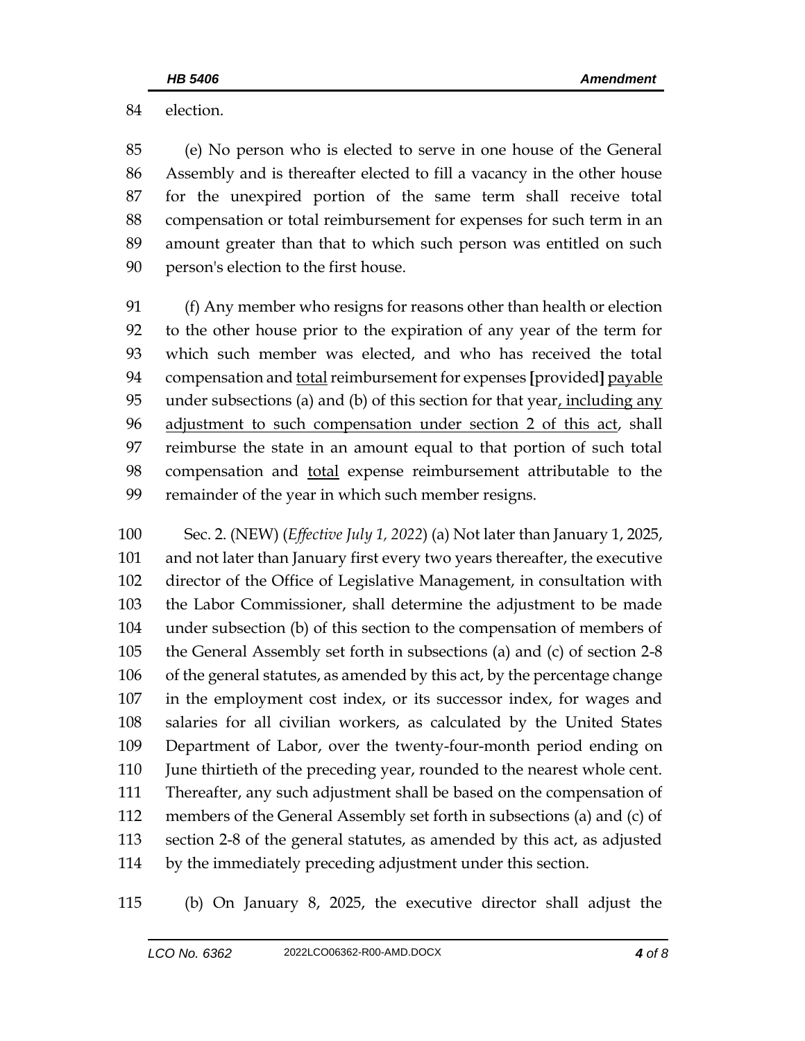election.

(e) No person who is elected to serve in one house of the General Assembly and is thereafter elected to fill a vacancy in the other house for the unexpired portion of the same term shall receive total compensation or total reimbursement for expenses for such term in an amount greater than that to which such person was entitled on such person's election to the first house.

(f) Any member who resigns for reasons other than health or election to the other house prior to the expiration of any year of the term for which such member was elected, and who has received the total compensation and <u>total</u> reimbursement for expenses **[**provided**]** <u>payable</u> under subsections (a) and (b) of this section for that year<u>, including any adjustment to such compensation under section 2 of this act</u>, shall reimburse the state in an amount equal to that portion of such total compensation and <u>total</u> expense reimbursement attributable to the remainder of the year in which such member resigns.

Sec. 2. (NEW) (*Effective July 1, 2022*) (a) Not later than January 1, 2025, and not later than January first every two years thereafter, the executive director of the Office of Legislative Management, in consultation with the Labor Commissioner, shall determine the adjustment to be made under subsection (b) of this section to the compensation of members of the General Assembly set forth in subsections (a) and (c) of section 2-8 of the general statutes, as amended by this act, by the percentage change in the employment cost index, or its successor index, for wages and salaries for all civilian workers, as calculated by the United States Department of Labor, over the twenty-four-month period ending on June thirtieth of the preceding year, rounded to the nearest whole cent. Thereafter, any such adjustment shall be based on the compensation of members of the General Assembly set forth in subsections (a) and (c) of section 2-8 of the general statutes, as amended by this act, as adjusted by the immediately preceding adjustment under this section.

(b) On January 8, 2025, the executive director shall adjust the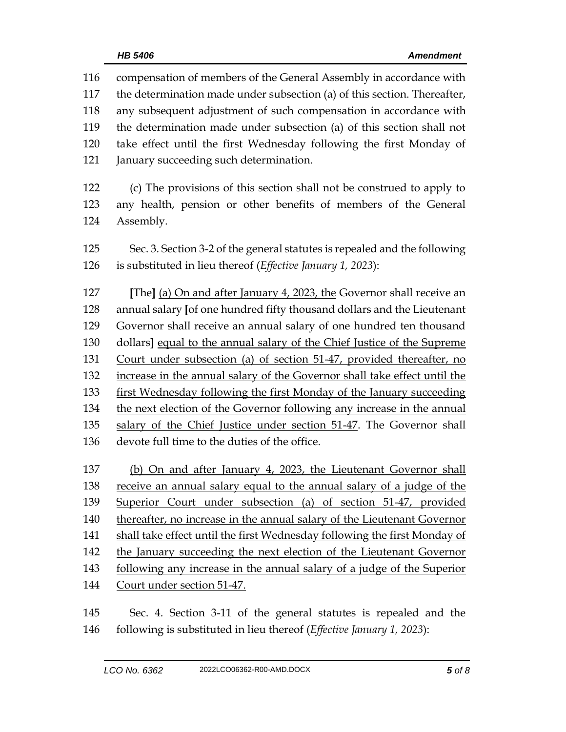compensation of members of the General Assembly in accordance with the determination made under subsection (a) of this section. Thereafter, any subsequent adjustment of such compensation in accordance with the determination made under subsection (a) of this section shall not take effect until the first Wednesday following the first Monday of January succeeding such determination.

(c) The provisions of this section shall not be construed to apply to any health, pension or other benefits of members of the General Assembly.

Sec. 3. Section 3-2 of the general statutes is repealed and the following is substituted in lieu thereof (*Effective January 1, 2023*):

[The] <u>(a) On and after January 4, 2023, the</u> Governor shall receive an annual salary [of one hundred fifty thousand dollars and the Lieutenant Governor shall receive an annual salary of one hundred ten thousand dollars] <u>equal to the annual salary of the Chief Justice of the Supreme Court under subsection (a) of section 51-47, provided thereafter, no increase in the annual salary of the Governor shall take effect until the first Wednesday following the first Monday of the January succeeding the next election of the Governor following any increase in the annual salary of the Chief Justice under section 51-47</u>. The Governor shall devote full time to the duties of the office.

<u>(b) On and after January 4, 2023, the Lieutenant Governor shall receive an annual salary equal to the annual salary of a judge of the Superior Court under subsection (a) of section 51-47, provided thereafter, no increase in the annual salary of the Lieutenant Governor shall take effect until the first Wednesday following the first Monday of the January succeeding the next election of the Lieutenant Governor following any increase in the annual salary of a judge of the Superior Court under section 51-47.</u>

Sec. 4. Section 3-11 of the general statutes is repealed and the following is substituted in lieu thereof (*Effective January 1, 2023*):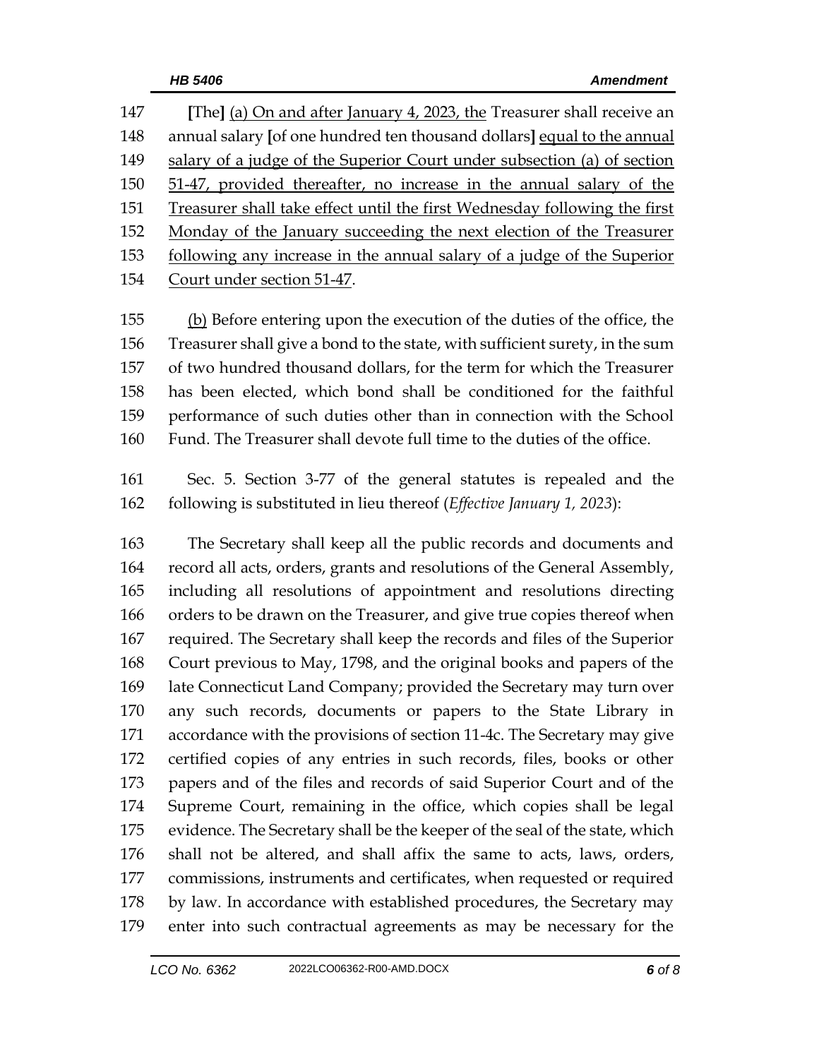147 **[**The**]** <u>(a) On and after January 4, 2023, the</u> Treasurer shall receive an
148 annual salary **[**of one hundred ten thousand dollars**]** <u>equal to the annual</u>
149 <u>salary of a judge of the Superior Court under subsection (a) of section</u>
150 <u>51-47, provided thereafter, no increase in the annual salary of the</u>
151 <u>Treasurer shall take effect until the first Wednesday following the first</u>
152 <u>Monday of the January succeeding the next election of the Treasurer</u>
153 <u>following any increase in the annual salary of a judge of the Superior</u>
154 <u>Court under section 51-47</u>.

155 <u>(b)</u> Before entering upon the execution of the duties of the office, the
156 Treasurer shall give a bond to the state, with sufficient surety, in the sum
157 of two hundred thousand dollars, for the term for which the Treasurer
158 has been elected, which bond shall be conditioned for the faithful
159 performance of such duties other than in connection with the School
160 Fund. The Treasurer shall devote full time to the duties of the office.

161 Sec. 5. Section 3-77 of the general statutes is repealed and the
162 following is substituted in lieu thereof (*Effective January 1, 2023*):

163 The Secretary shall keep all the public records and documents and
164 record all acts, orders, grants and resolutions of the General Assembly,
165 including all resolutions of appointment and resolutions directing
166 orders to be drawn on the Treasurer, and give true copies thereof when
167 required. The Secretary shall keep the records and files of the Superior
168 Court previous to May, 1798, and the original books and papers of the
169 late Connecticut Land Company; provided the Secretary may turn over
170 any such records, documents or papers to the State Library in
171 accordance with the provisions of section 11-4c. The Secretary may give
172 certified copies of any entries in such records, files, books or other
173 papers and of the files and records of said Superior Court and of the
174 Supreme Court, remaining in the office, which copies shall be legal
175 evidence. The Secretary shall be the keeper of the seal of the state, which
176 shall not be altered, and shall affix the same to acts, laws, orders,
177 commissions, instruments and certificates, when requested or required
178 by law. In accordance with established procedures, the Secretary may
179 enter into such contractual agreements as may be necessary for the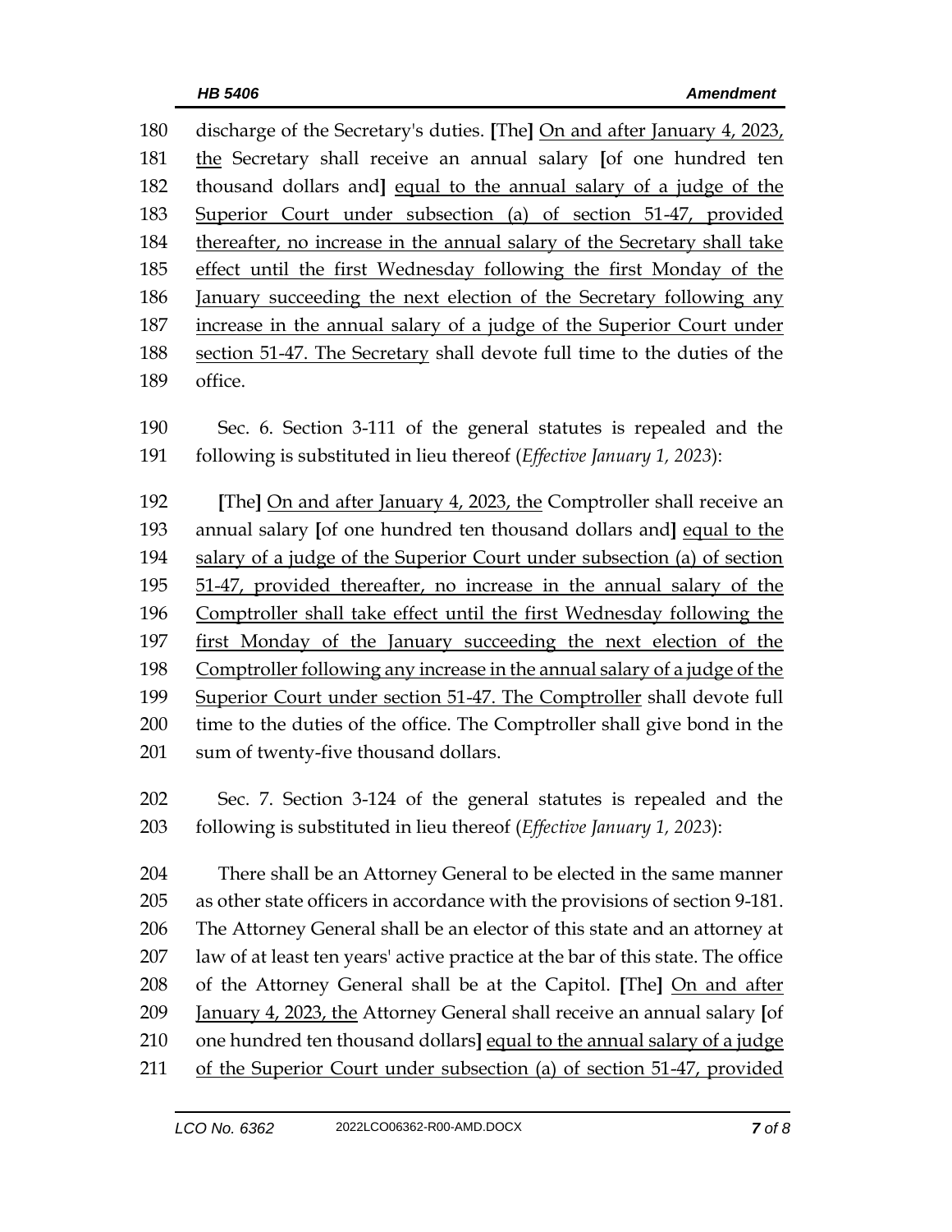discharge of the Secretary's duties. [The] On and after January 4, 2023, the Secretary shall receive an annual salary [of one hundred ten thousand dollars and] equal to the annual salary of a judge of the Superior Court under subsection (a) of section 51-47, provided thereafter, no increase in the annual salary of the Secretary shall take effect until the first Wednesday following the first Monday of the January succeeding the next election of the Secretary following any increase in the annual salary of a judge of the Superior Court under section 51-47. The Secretary shall devote full time to the duties of the office.

Sec. 6. Section 3-111 of the general statutes is repealed and the following is substituted in lieu thereof (*Effective January 1, 2023*):

[The] On and after January 4, 2023, the Comptroller shall receive an annual salary [of one hundred ten thousand dollars and] equal to the salary of a judge of the Superior Court under subsection (a) of section 51-47, provided thereafter, no increase in the annual salary of the Comptroller shall take effect until the first Wednesday following the first Monday of the January succeeding the next election of the Comptroller following any increase in the annual salary of a judge of the Superior Court under section 51-47. The Comptroller shall devote full time to the duties of the office. The Comptroller shall give bond in the sum of twenty-five thousand dollars.

Sec. 7. Section 3-124 of the general statutes is repealed and the following is substituted in lieu thereof (*Effective January 1, 2023*):

There shall be an Attorney General to be elected in the same manner as other state officers in accordance with the provisions of section 9-181. The Attorney General shall be an elector of this state and an attorney at law of at least ten years' active practice at the bar of this state. The office of the Attorney General shall be at the Capitol. [The] On and after January 4, 2023, the Attorney General shall receive an annual salary [of one hundred ten thousand dollars] equal to the annual salary of a judge of the Superior Court under subsection (a) of section 51-47, provided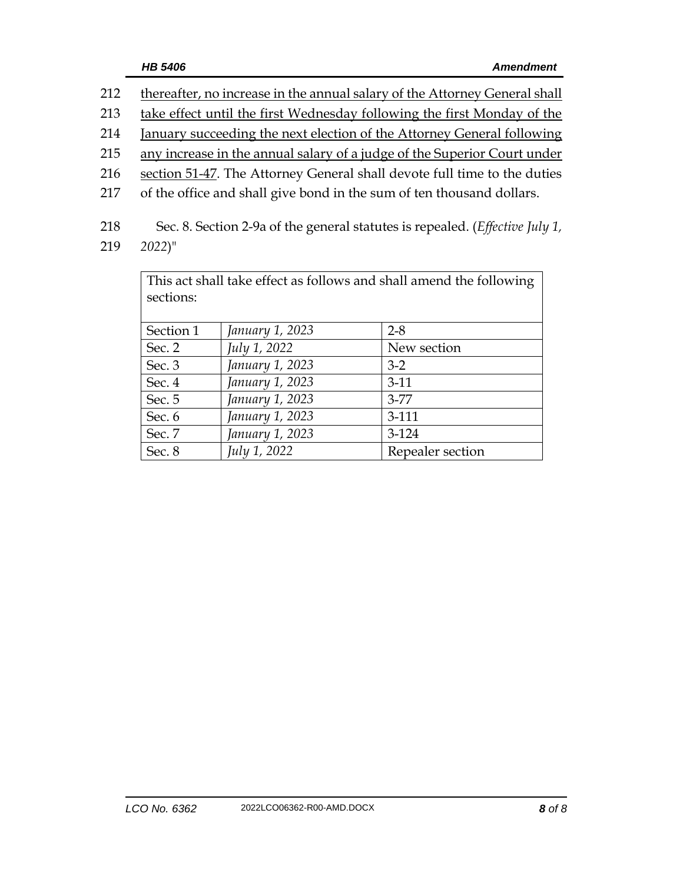212 thereafter, no increase in the annual salary of the Attorney General shall
213 take effect until the first Wednesday following the first Monday of the
214 January succeeding the next election of the Attorney General following
215 any increase in the annual salary of a judge of the Superior Court under
216 section 51-47. The Attorney General shall devote full time to the duties
217 of the office and shall give bond in the sum of ten thousand dollars.

218 Sec. 8. Section 2-9a of the general statutes is repealed. (*Effective July 1,*
219 *2022*)"

| This act shall take effect as follows and shall amend the following sections: | | |
|---|---|---|
| Section 1 | *January 1, 2023* | 2-8 |
| Sec. 2 | *July 1, 2022* | New section |
| Sec. 3 | *January 1, 2023* | 3-2 |
| Sec. 4 | *January 1, 2023* | 3-11 |
| Sec. 5 | *January 1, 2023* | 3-77 |
| Sec. 6 | *January 1, 2023* | 3-111 |
| Sec. 7 | *January 1, 2023* | 3-124 |
| Sec. 8 | *July 1, 2022* | Repealer section |